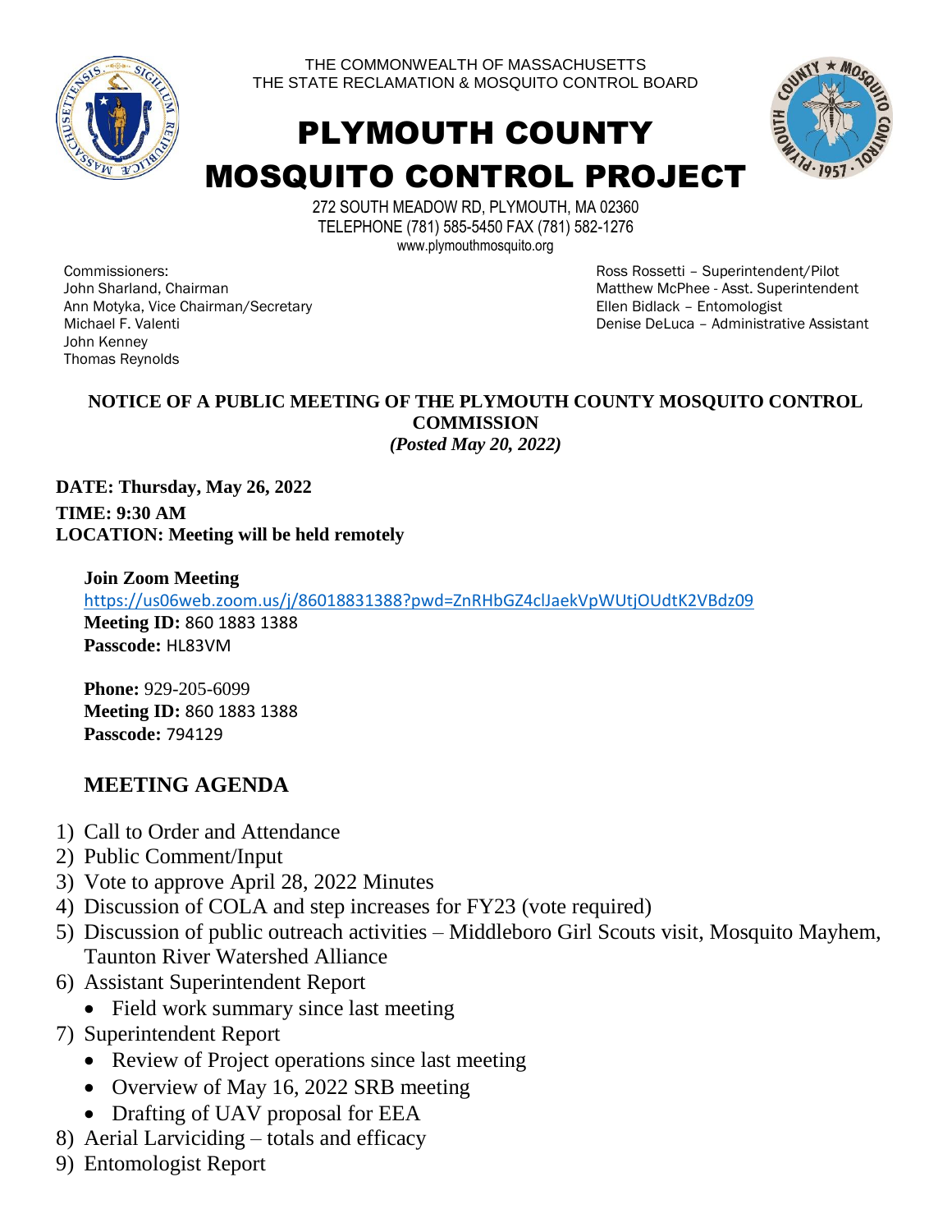THE COMMONWEALTH OF MASSACHUSETTS
THE STATE RECLAMATION & MOSQUITO CONTROL BOARD

# PLYMOUTH COUNTY MOSQUITO CONTROL PROJECT

272 SOUTH MEADOW RD, PLYMOUTH, MA 02360
TELEPHONE (781) 585-5450 FAX (781) 582-1276
www.plymouthmosquito.org

Commissioners:
John Sharland, Chairman
Ann Motyka, Vice Chairman/Secretary
Michael F. Valenti
John Kenney
Thomas Reynolds

Ross Rossetti – Superintendent/Pilot
Matthew McPhee - Asst. Superintendent
Ellen Bidlack – Entomologist
Denise DeLuca – Administrative Assistant

**NOTICE OF A PUBLIC MEETING OF THE PLYMOUTH COUNTY MOSQUITO CONTROL COMMISSION**
***(Posted May 20, 2022)***

**DATE: Thursday, May 26, 2022**
**TIME: 9:30 AM**
**LOCATION: Meeting will be held remotely**

**Join Zoom Meeting**
https://us06web.zoom.us/j/86018831388?pwd=ZnRHbGZ4clJaekVpWUtjOUdtK2VBdz09
**Meeting ID:** 860 1883 1388
**Passcode:** HL83VM

**Phone:** 929-205-6099
**Meeting ID:** 860 1883 1388
**Passcode:** 794129

## MEETING AGENDA

1) Call to Order and Attendance
2) Public Comment/Input
3) Vote to approve April 28, 2022 Minutes
4) Discussion of COLA and step increases for FY23 (vote required)
5) Discussion of public outreach activities – Middleboro Girl Scouts visit, Mosquito Mayhem, Taunton River Watershed Alliance
6) Assistant Superintendent Report
   - Field work summary since last meeting
7) Superintendent Report
   - Review of Project operations since last meeting
   - Overview of May 16, 2022 SRB meeting
   - Drafting of UAV proposal for EEA
8) Aerial Larviciding – totals and efficacy
9) Entomologist Report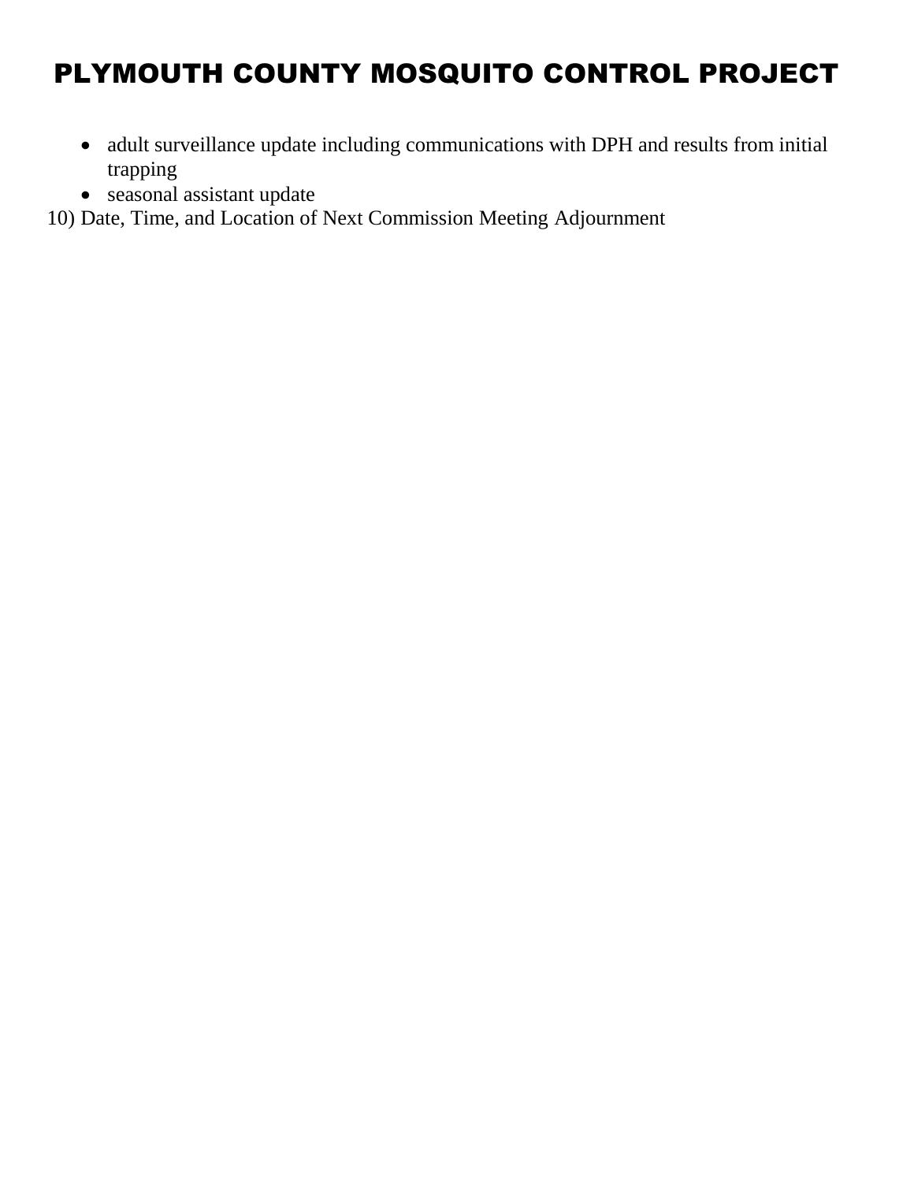- adult surveillance update including communications with DPH and results from initial trapping
- seasonal assistant update

10) Date, Time, and Location of Next Commission Meeting Adjournment